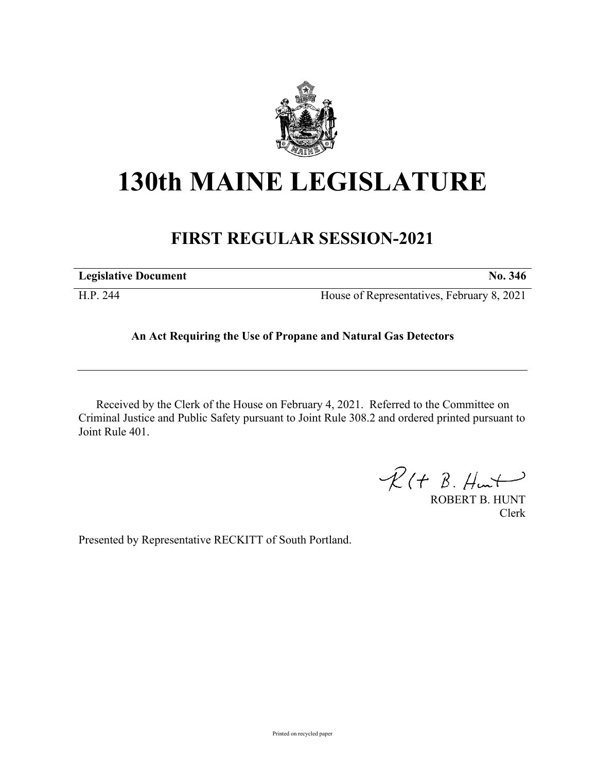# 130th MAINE LEGISLATURE

## FIRST REGULAR SESSION-2021

| **Legislative Document** | **No. 346** |
|---|---|
| H.P. 244 | House of Representatives, February 8, 2021 |

**An Act Requiring the Use of Propane and Natural Gas Detectors**

Received by the Clerk of the House on February 4, 2021. Referred to the Committee on Criminal Justice and Public Safety pursuant to Joint Rule 308.2 and ordered printed pursuant to Joint Rule 401.

ROBERT B. HUNT
Clerk

Presented by Representative RECKITT of South Portland.

Printed on recycled paper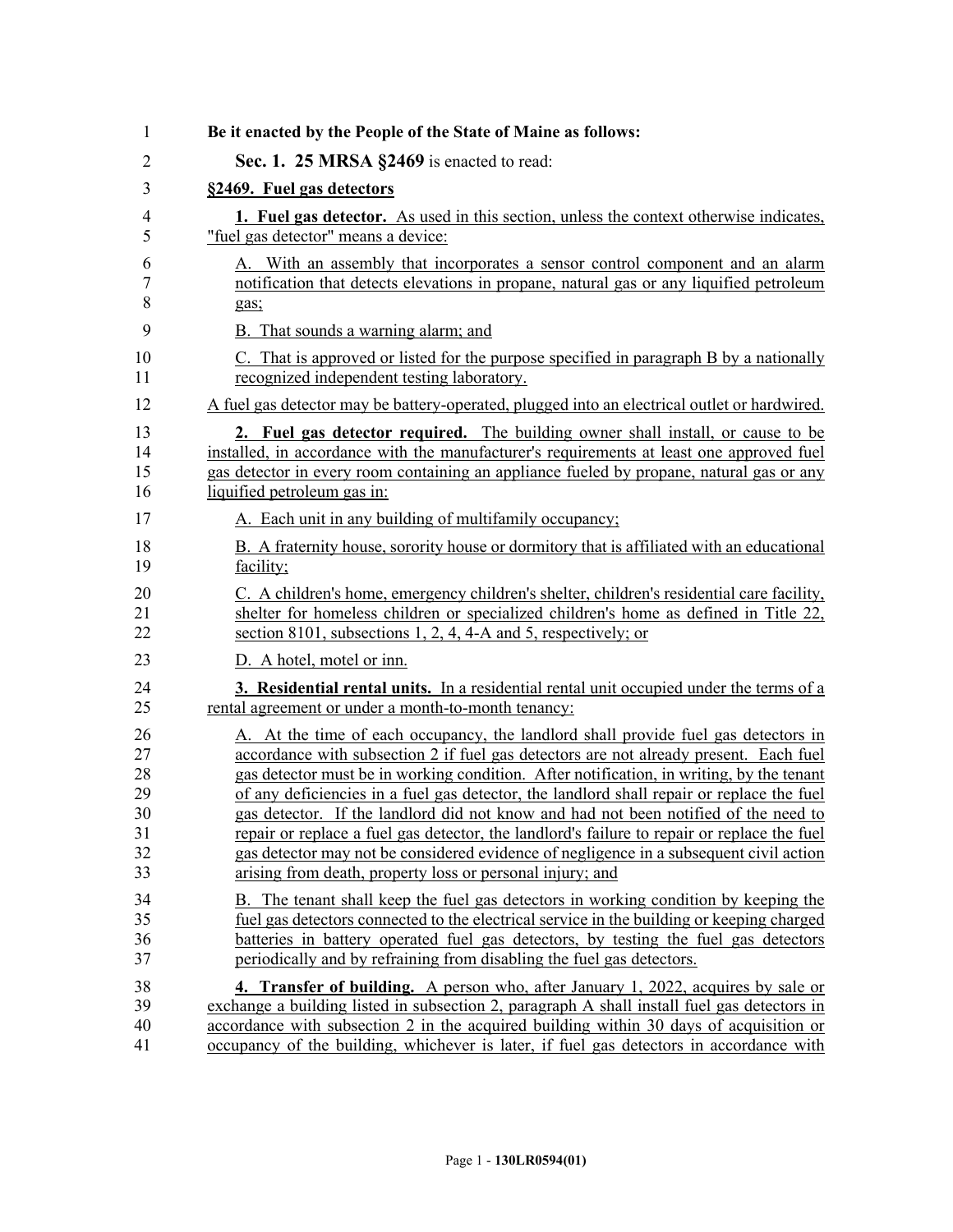**Be it enacted by the People of the State of Maine as follows:**

**Sec. 1. 25 MRSA §2469** is enacted to read:

**§2469. Fuel gas detectors**

**1. Fuel gas detector.** As used in this section, unless the context otherwise indicates, "fuel gas detector" means a device:

A. With an assembly that incorporates a sensor control component and an alarm notification that detects elevations in propane, natural gas or any liquified petroleum gas;

B. That sounds a warning alarm; and

C. That is approved or listed for the purpose specified in paragraph B by a nationally recognized independent testing laboratory.

A fuel gas detector may be battery-operated, plugged into an electrical outlet or hardwired.

**2. Fuel gas detector required.** The building owner shall install, or cause to be installed, in accordance with the manufacturer's requirements at least one approved fuel gas detector in every room containing an appliance fueled by propane, natural gas or any liquified petroleum gas in:

A. Each unit in any building of multifamily occupancy;

B. A fraternity house, sorority house or dormitory that is affiliated with an educational facility;

C. A children's home, emergency children's shelter, children's residential care facility, shelter for homeless children or specialized children's home as defined in Title 22, section 8101, subsections 1, 2, 4, 4-A and 5, respectively; or

D. A hotel, motel or inn.

**3. Residential rental units.** In a residential rental unit occupied under the terms of a rental agreement or under a month-to-month tenancy:

A. At the time of each occupancy, the landlord shall provide fuel gas detectors in accordance with subsection 2 if fuel gas detectors are not already present. Each fuel gas detector must be in working condition. After notification, in writing, by the tenant of any deficiencies in a fuel gas detector, the landlord shall repair or replace the fuel gas detector. If the landlord did not know and had not been notified of the need to repair or replace a fuel gas detector, the landlord's failure to repair or replace the fuel gas detector may not be considered evidence of negligence in a subsequent civil action arising from death, property loss or personal injury; and

B. The tenant shall keep the fuel gas detectors in working condition by keeping the fuel gas detectors connected to the electrical service in the building or keeping charged batteries in battery operated fuel gas detectors, by testing the fuel gas detectors periodically and by refraining from disabling the fuel gas detectors.

**4. Transfer of building.** A person who, after January 1, 2022, acquires by sale or exchange a building listed in subsection 2, paragraph A shall install fuel gas detectors in accordance with subsection 2 in the acquired building within 30 days of acquisition or occupancy of the building, whichever is later, if fuel gas detectors in accordance with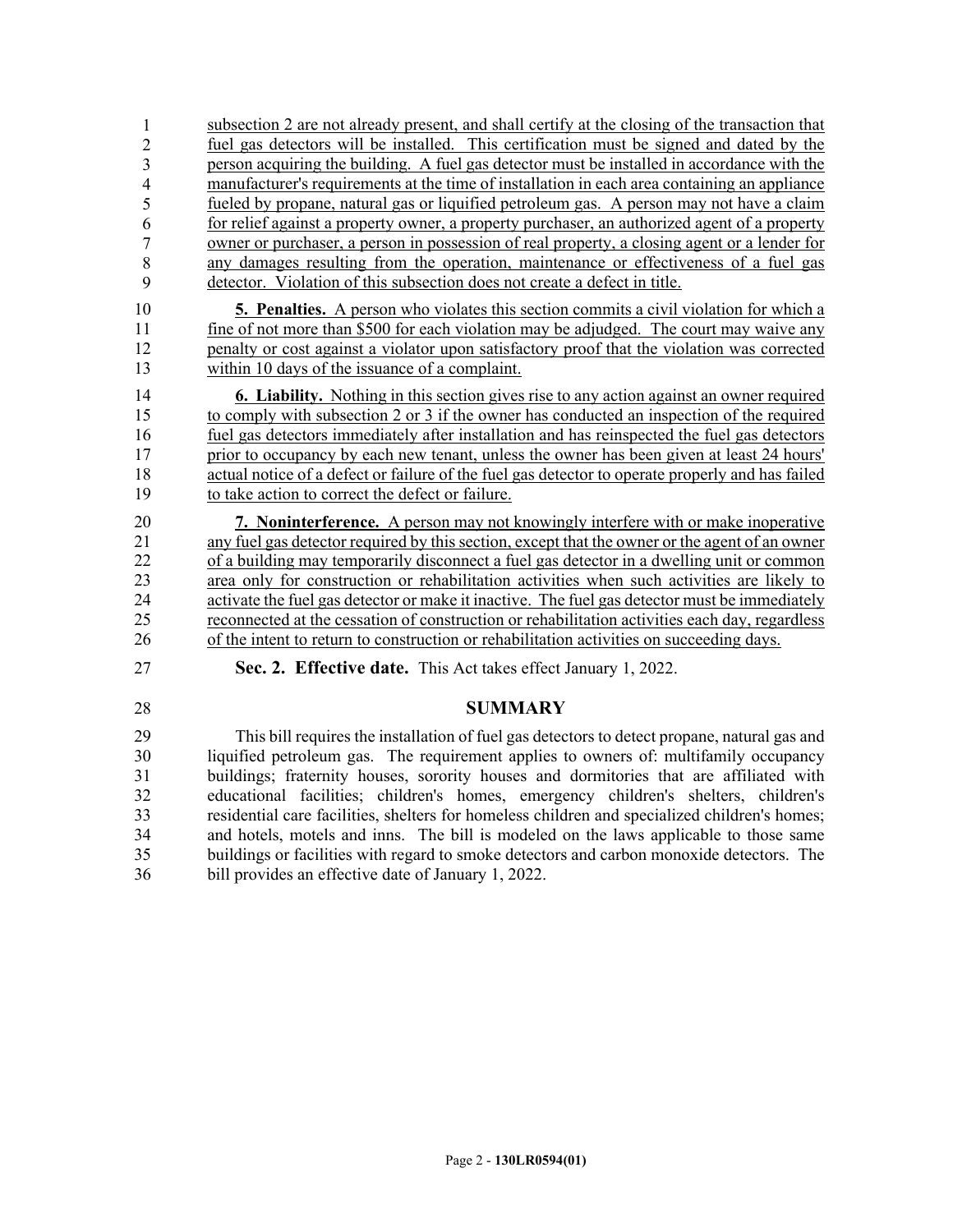subsection 2 are not already present, and shall certify at the closing of the transaction that fuel gas detectors will be installed. This certification must be signed and dated by the person acquiring the building. A fuel gas detector must be installed in accordance with the manufacturer's requirements at the time of installation in each area containing an appliance fueled by propane, natural gas or liquified petroleum gas. A person may not have a claim for relief against a property owner, a property purchaser, an authorized agent of a property owner or purchaser, a person in possession of real property, a closing agent or a lender for any damages resulting from the operation, maintenance or effectiveness of a fuel gas detector. Violation of this subsection does not create a defect in title.

**5. Penalties.** A person who violates this section commits a civil violation for which a fine of not more than $500 for each violation may be adjudged. The court may waive any penalty or cost against a violator upon satisfactory proof that the violation was corrected within 10 days of the issuance of a complaint.

**6. Liability.** Nothing in this section gives rise to any action against an owner required to comply with subsection 2 or 3 if the owner has conducted an inspection of the required fuel gas detectors immediately after installation and has reinspected the fuel gas detectors prior to occupancy by each new tenant, unless the owner has been given at least 24 hours' actual notice of a defect or failure of the fuel gas detector to operate properly and has failed to take action to correct the defect or failure.

**7. Noninterference.** A person may not knowingly interfere with or make inoperative any fuel gas detector required by this section, except that the owner or the agent of an owner of a building may temporarily disconnect a fuel gas detector in a dwelling unit or common area only for construction or rehabilitation activities when such activities are likely to activate the fuel gas detector or make it inactive. The fuel gas detector must be immediately reconnected at the cessation of construction or rehabilitation activities each day, regardless of the intent to return to construction or rehabilitation activities on succeeding days.

**Sec. 2. Effective date.** This Act takes effect January 1, 2022.

## SUMMARY

This bill requires the installation of fuel gas detectors to detect propane, natural gas and liquified petroleum gas. The requirement applies to owners of: multifamily occupancy buildings; fraternity houses, sorority houses and dormitories that are affiliated with educational facilities; children's homes, emergency children's shelters, children's residential care facilities, shelters for homeless children and specialized children's homes; and hotels, motels and inns. The bill is modeled on the laws applicable to those same buildings or facilities with regard to smoke detectors and carbon monoxide detectors. The bill provides an effective date of January 1, 2022.